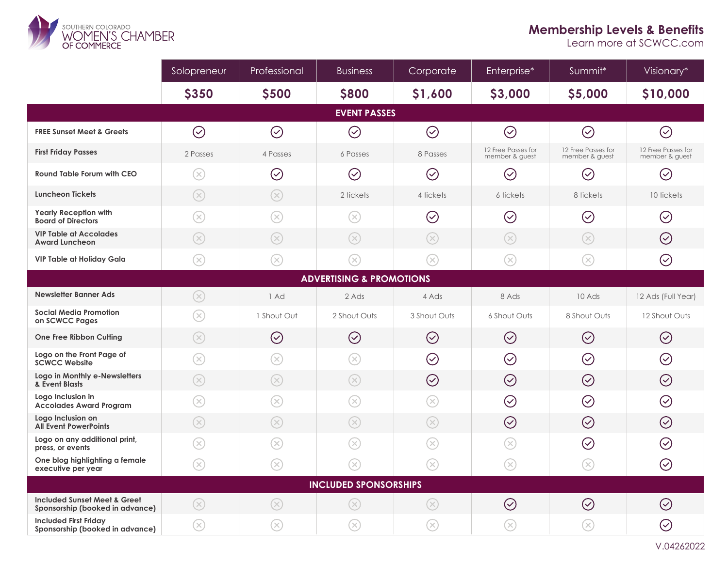SOUTHERN COLORADO WOMEN'S CHAMBER OF COMMERCE

# Membership Levels & Benefits

Learn more at SCWCC.com

| | Solopreneur | Professional | Business | Corporate | Enterprise* | Summit* | Visionary* |
|---|---|---|---|---|---|---|---|
| | **$350** | **$500** | **$800** | **$1,600** | **$3,000** | **$5,000** | **$10,000** |
| **EVENT PASSES** | | | | | | | |
| **FREE Sunset Meet & Greets** | ✓ | ✓ | ✓ | ✓ | ✓ | ✓ | ✓ |
| **First Friday Passes** | 2 Passes | 4 Passes | 6 Passes | 8 Passes | 12 Free Passes for member & guest | 12 Free Passes for member & guest | 12 Free Passes for member & guest |
| **Round Table Forum with CEO** | ✗ | ✓ | ✓ | ✓ | ✓ | ✓ | ✓ |
| **Luncheon Tickets** | ✗ | ✗ | 2 tickets | 4 tickets | 6 tickets | 8 tickets | 10 tickets |
| **Yearly Reception with Board of Directors** | ✗ | ✗ | ✗ | ✓ | ✓ | ✓ | ✓ |
| **VIP Table at Accolades Award Luncheon** | ✗ | ✗ | ✗ | ✗ | ✗ | ✗ | ✓ |
| **VIP Table at Holiday Gala** | ✗ | ✗ | ✗ | ✗ | ✗ | ✗ | ✓ |
| **ADVERTISING & PROMOTIONS** | | | | | | | |
| **Newsletter Banner Ads** | ✗ | 1 Ad | 2 Ads | 4 Ads | 8 Ads | 10 Ads | 12 Ads (Full Year) |
| **Social Media Promotion on SCWCC Pages** | ✗ | 1 Shout Out | 2 Shout Outs | 3 Shout Outs | 6 Shout Outs | 8 Shout Outs | 12 Shout Outs |
| **One Free Ribbon Cutting** | ✗ | ✓ | ✓ | ✓ | ✓ | ✓ | ✓ |
| **Logo on the Front Page of SCWCC Website** | ✗ | ✗ | ✗ | ✓ | ✓ | ✓ | ✓ |
| **Logo in Monthly e-Newsletters & Event Blasts** | ✗ | ✗ | ✗ | ✓ | ✓ | ✓ | ✓ |
| **Logo Inclusion in Accolades Award Program** | ✗ | ✗ | ✗ | ✗ | ✓ | ✓ | ✓ |
| **Logo Inclusion on All Event PowerPoints** | ✗ | ✗ | ✗ | ✗ | ✓ | ✓ | ✓ |
| **Logo on any additional print, press, or events** | ✗ | ✗ | ✗ | ✗ | ✗ | ✓ | ✓ |
| **One blog highlighting a female executive per year** | ✗ | ✗ | ✗ | ✗ | ✗ | ✗ | ✓ |
| **INCLUDED SPONSORSHIPS** | | | | | | | |
| **Included Sunset Meet & Greet Sponsorship (booked in advance)** | ✗ | ✗ | ✗ | ✗ | ✓ | ✓ | ✓ |
| **Included First Friday Sponsorship (booked in advance)** | ✗ | ✗ | ✗ | ✗ | ✗ | ✗ | ✓ |

V.04262022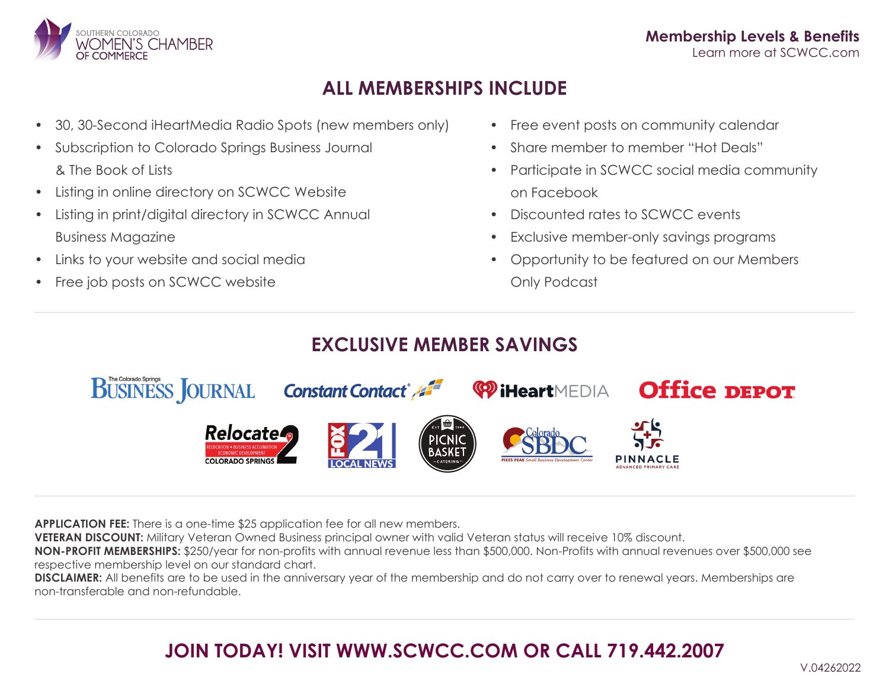SOUTHERN COLORADO WOMEN'S CHAMBER OF COMMERCE

**Membership Levels & Benefits**
Learn more at SCWCC.com

## ALL MEMBERSHIPS INCLUDE

- 30, 30-Second iHeartMedia Radio Spots (new members only)
- Subscription to Colorado Springs Business Journal & The Book of Lists
- Listing in online directory on SCWCC Website
- Listing in print/digital directory in SCWCC Annual Business Magazine
- Links to your website and social media
- Free job posts on SCWCC website
- Free event posts on community calendar
- Share member to member "Hot Deals"
- Participate in SCWCC social media community on Facebook
- Discounted rates to SCWCC events
- Exclusive member-only savings programs
- Opportunity to be featured on our Members Only Podcast

## EXCLUSIVE MEMBER SAVINGS

The Colorado Springs Business Journal
Constant Contact
iHeartMEDIA
Office DEPOT
Relocate2 Colorado Springs
FOX 21 Local News
Picnic Basket Catering
Colorado SBDC
Pinnacle Advanced Primary Care

**APPLICATION FEE:** There is a one-time $25 application fee for all new members.
**VETERAN DISCOUNT:** Military Veteran Owned Business principal owner with valid Veteran status will receive 10% discount.
**NON-PROFIT MEMBERSHIPS:** $250/year for non-profits with annual revenue less than $500,000. Non-Profits with annual revenues over $500,000 see respective membership level on our standard chart.
**DISCLAIMER:** All benefits are to be used in the anniversary year of the membership and do not carry over to renewal years. Memberships are non-transferable and non-refundable.

## JOIN TODAY! VISIT WWW.SCWCC.COM OR CALL 719.442.2007

V.04262022